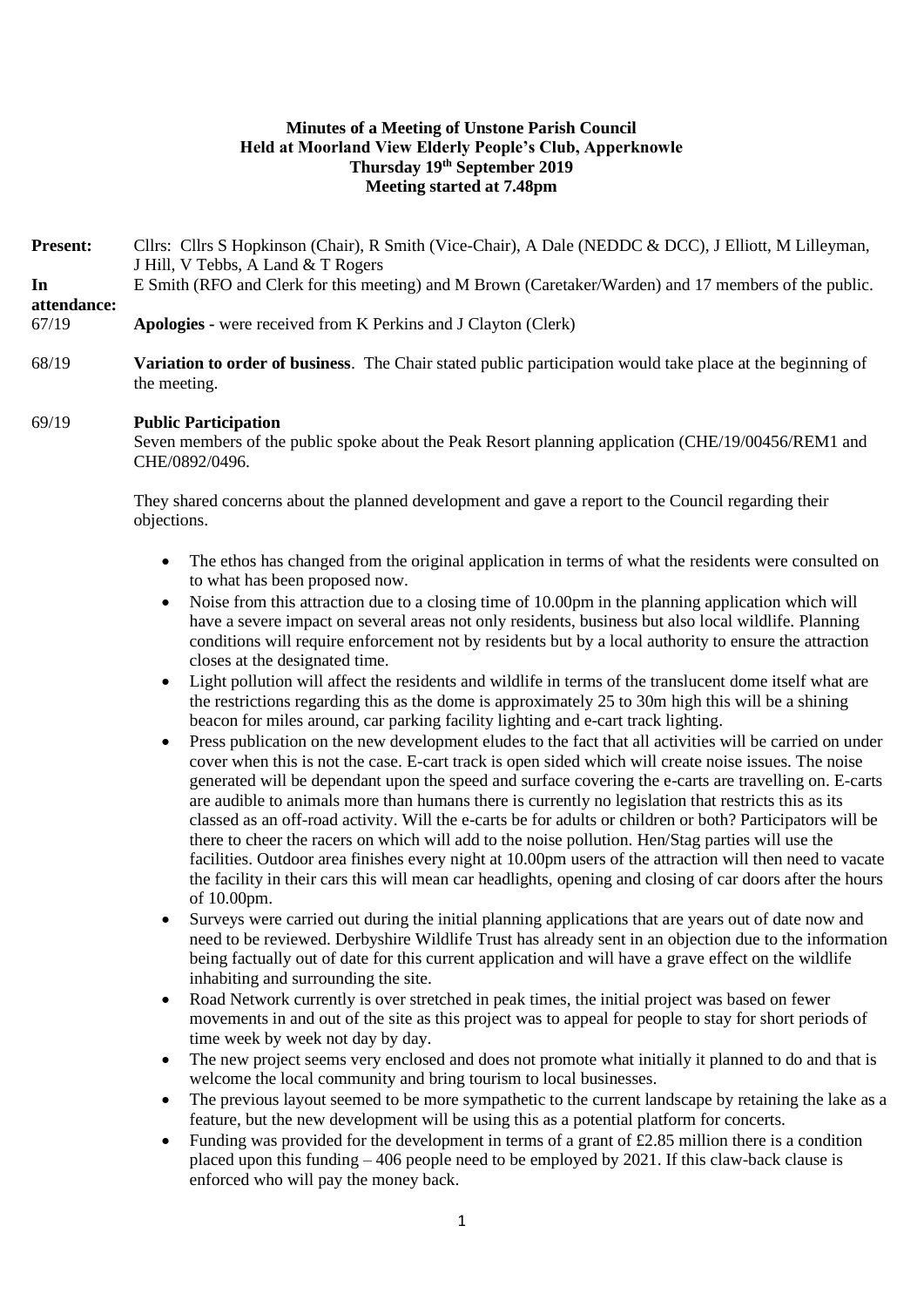**Minutes of a Meeting of Unstone Parish Council**
**Held at Moorland View Elderly People's Club, Apperknowle**
**Thursday 19th September 2019**
**Meeting started at 7.48pm**

**Present:** Cllrs: Cllrs S Hopkinson (Chair), R Smith (Vice-Chair), A Dale (NEDDC & DCC), J Elliott, M Lilleyman, J Hill, V Tebbs, A Land & T Rogers

**In attendance:** E Smith (RFO and Clerk for this meeting) and M Brown (Caretaker/Warden) and 17 members of the public.

67/19 **Apologies -** were received from K Perkins and J Clayton (Clerk)

68/19 **Variation to order of business**. The Chair stated public participation would take place at the beginning of the meeting.

69/19 **Public Participation**

Seven members of the public spoke about the Peak Resort planning application (CHE/19/00456/REM1 and CHE/0892/0496.

They shared concerns about the planned development and gave a report to the Council regarding their objections.

- The ethos has changed from the original application in terms of what the residents were consulted on to what has been proposed now.
- Noise from this attraction due to a closing time of 10.00pm in the planning application which will have a severe impact on several areas not only residents, business but also local wildlife. Planning conditions will require enforcement not by residents but by a local authority to ensure the attraction closes at the designated time.
- Light pollution will affect the residents and wildlife in terms of the translucent dome itself what are the restrictions regarding this as the dome is approximately 25 to 30m high this will be a shining beacon for miles around, car parking facility lighting and e-cart track lighting.
- Press publication on the new development eludes to the fact that all activities will be carried on under cover when this is not the case. E-cart track is open sided which will create noise issues. The noise generated will be dependant upon the speed and surface covering the e-carts are travelling on. E-carts are audible to animals more than humans there is currently no legislation that restricts this as its classed as an off-road activity. Will the e-carts be for adults or children or both? Participators will be there to cheer the racers on which will add to the noise pollution. Hen/Stag parties will use the facilities. Outdoor area finishes every night at 10.00pm users of the attraction will then need to vacate the facility in their cars this will mean car headlights, opening and closing of car doors after the hours of 10.00pm.
- Surveys were carried out during the initial planning applications that are years out of date now and need to be reviewed. Derbyshire Wildlife Trust has already sent in an objection due to the information being factually out of date for this current application and will have a grave effect on the wildlife inhabiting and surrounding the site.
- Road Network currently is over stretched in peak times, the initial project was based on fewer movements in and out of the site as this project was to appeal for people to stay for short periods of time week by week not day by day.
- The new project seems very enclosed and does not promote what initially it planned to do and that is welcome the local community and bring tourism to local businesses.
- The previous layout seemed to be more sympathetic to the current landscape by retaining the lake as a feature, but the new development will be using this as a potential platform for concerts.
- Funding was provided for the development in terms of a grant of £2.85 million there is a condition placed upon this funding – 406 people need to be employed by 2021. If this claw-back clause is enforced who will pay the money back.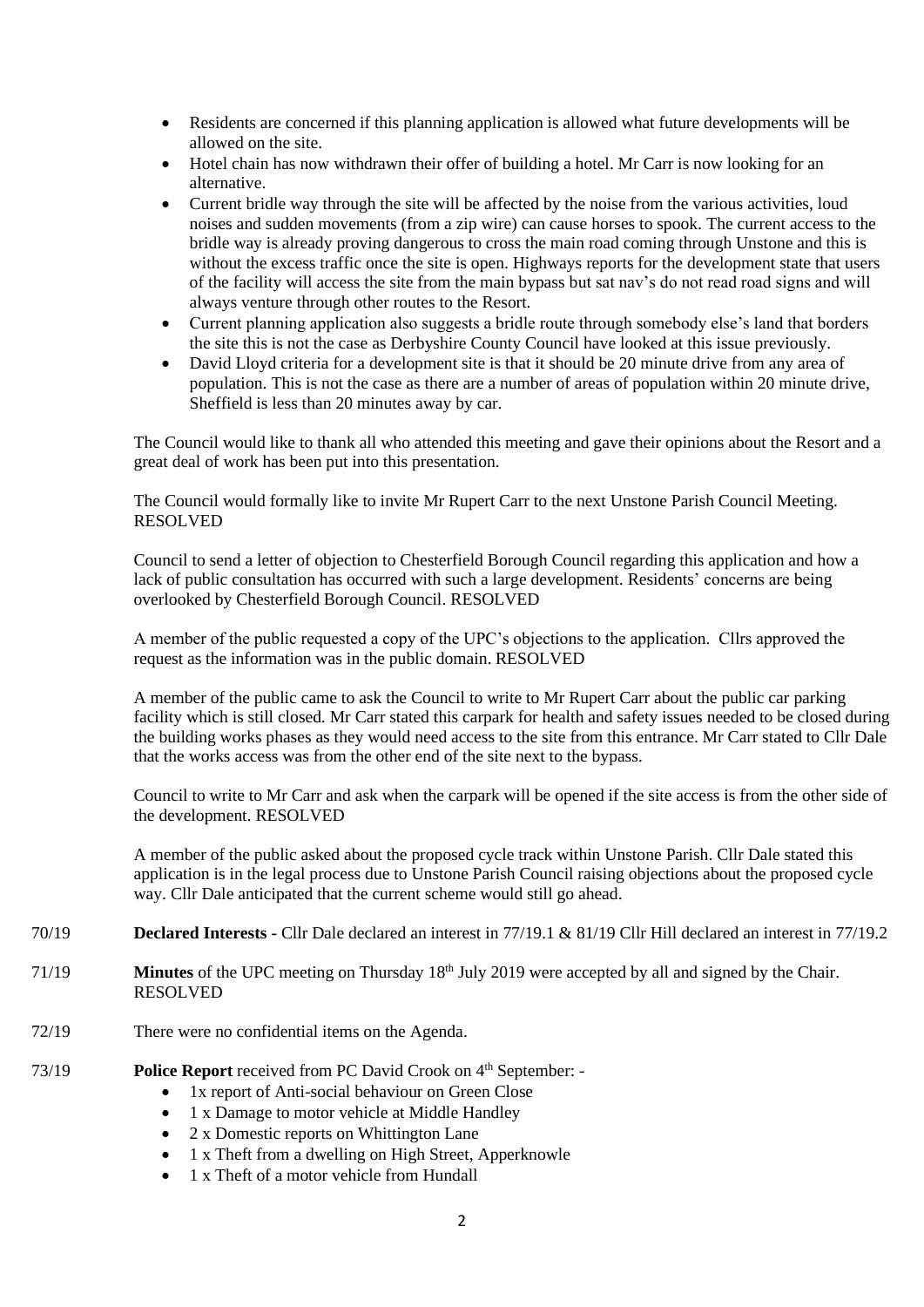- Residents are concerned if this planning application is allowed what future developments will be allowed on the site.
- Hotel chain has now withdrawn their offer of building a hotel. Mr Carr is now looking for an alternative.
- Current bridle way through the site will be affected by the noise from the various activities, loud noises and sudden movements (from a zip wire) can cause horses to spook. The current access to the bridle way is already proving dangerous to cross the main road coming through Unstone and this is without the excess traffic once the site is open. Highways reports for the development state that users of the facility will access the site from the main bypass but sat nav's do not read road signs and will always venture through other routes to the Resort.
- Current planning application also suggests a bridle route through somebody else's land that borders the site this is not the case as Derbyshire County Council have looked at this issue previously.
- David Lloyd criteria for a development site is that it should be 20 minute drive from any area of population. This is not the case as there are a number of areas of population within 20 minute drive, Sheffield is less than 20 minutes away by car.

The Council would like to thank all who attended this meeting and gave their opinions about the Resort and a great deal of work has been put into this presentation.

The Council would formally like to invite Mr Rupert Carr to the next Unstone Parish Council Meeting. RESOLVED

Council to send a letter of objection to Chesterfield Borough Council regarding this application and how a lack of public consultation has occurred with such a large development. Residents' concerns are being overlooked by Chesterfield Borough Council. RESOLVED

A member of the public requested a copy of the UPC's objections to the application. Cllrs approved the request as the information was in the public domain. RESOLVED

A member of the public came to ask the Council to write to Mr Rupert Carr about the public car parking facility which is still closed. Mr Carr stated this carpark for health and safety issues needed to be closed during the building works phases as they would need access to the site from this entrance. Mr Carr stated to Cllr Dale that the works access was from the other end of the site next to the bypass.

Council to write to Mr Carr and ask when the carpark will be opened if the site access is from the other side of the development. RESOLVED

A member of the public asked about the proposed cycle track within Unstone Parish. Cllr Dale stated this application is in the legal process due to Unstone Parish Council raising objections about the proposed cycle way. Cllr Dale anticipated that the current scheme would still go ahead.

70/19 **Declared Interests -** Cllr Dale declared an interest in 77/19.1 & 81/19 Cllr Hill declared an interest in 77/19.2

71/19 **Minutes** of the UPC meeting on Thursday 18th July 2019 were accepted by all and signed by the Chair. RESOLVED

72/19 There were no confidential items on the Agenda.

73/19 **Police Report** received from PC David Crook on 4th September: -

- 1x report of Anti-social behaviour on Green Close
- 1 x Damage to motor vehicle at Middle Handley
- 2 x Domestic reports on Whittington Lane
- 1 x Theft from a dwelling on High Street, Apperknowle
- 1 x Theft of a motor vehicle from Hundall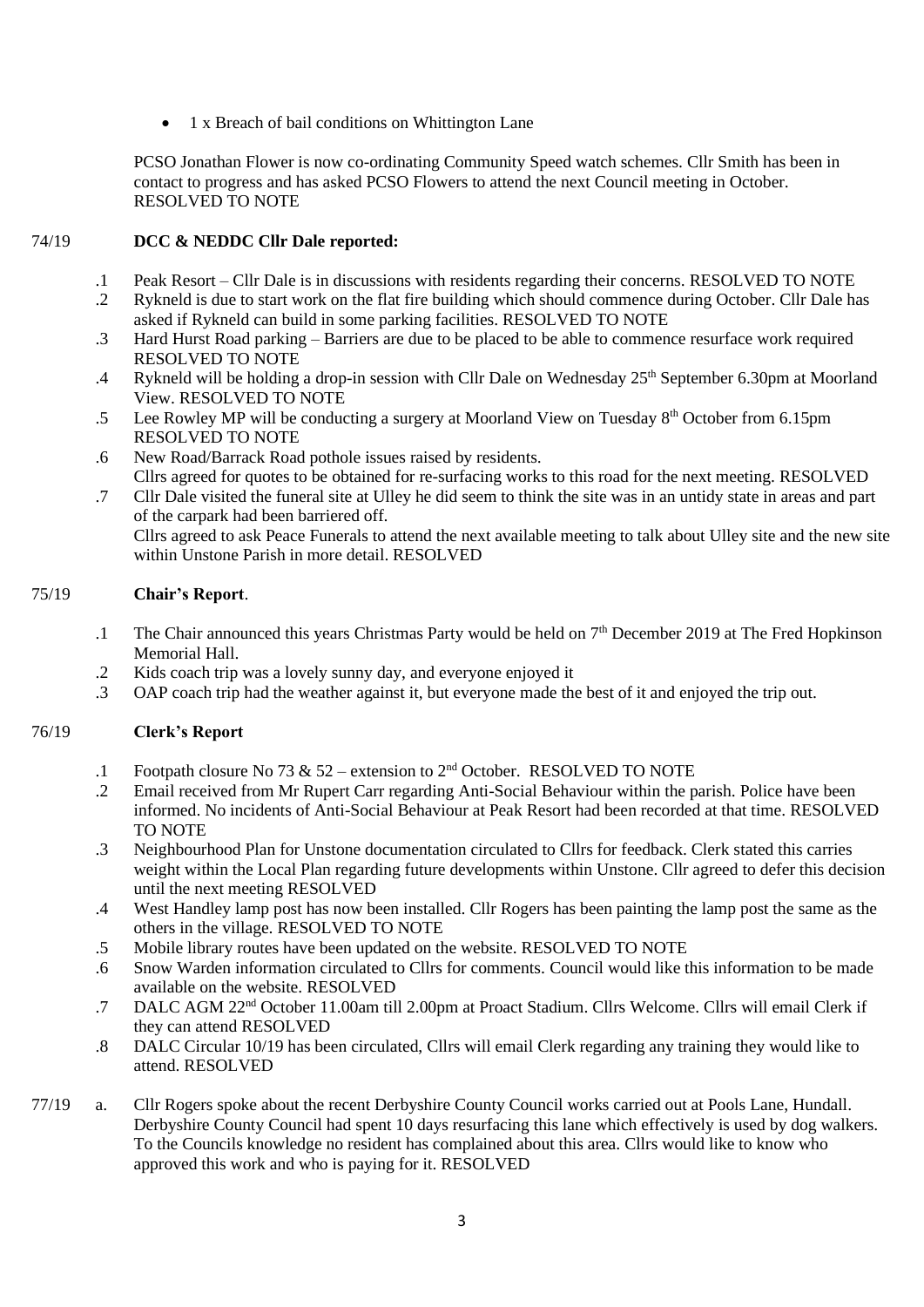- 1 x Breach of bail conditions on Whittington Lane

PCSO Jonathan Flower is now co-ordinating Community Speed watch schemes. Cllr Smith has been in contact to progress and has asked PCSO Flowers to attend the next Council meeting in October. RESOLVED TO NOTE

74/19 **DCC & NEDDC Cllr Dale reported:**

.1 Peak Resort – Cllr Dale is in discussions with residents regarding their concerns. RESOLVED TO NOTE

.2 Rykneld is due to start work on the flat fire building which should commence during October. Cllr Dale has asked if Rykneld can build in some parking facilities. RESOLVED TO NOTE

.3 Hard Hurst Road parking – Barriers are due to be placed to be able to commence resurface work required RESOLVED TO NOTE

.4 Rykneld will be holding a drop-in session with Cllr Dale on Wednesday 25th September 6.30pm at Moorland View. RESOLVED TO NOTE

.5 Lee Rowley MP will be conducting a surgery at Moorland View on Tuesday 8th October from 6.15pm RESOLVED TO NOTE

.6 New Road/Barrack Road pothole issues raised by residents.
Cllrs agreed for quotes to be obtained for re-surfacing works to this road for the next meeting. RESOLVED

.7 Cllr Dale visited the funeral site at Ulley he did seem to think the site was in an untidy state in areas and part of the carpark had been barriered off.
Cllrs agreed to ask Peace Funerals to attend the next available meeting to talk about Ulley site and the new site within Unstone Parish in more detail. RESOLVED

75/19 **Chair's Report**.

.1 The Chair announced this years Christmas Party would be held on 7th December 2019 at The Fred Hopkinson Memorial Hall.

.2 Kids coach trip was a lovely sunny day, and everyone enjoyed it

.3 OAP coach trip had the weather against it, but everyone made the best of it and enjoyed the trip out.

76/19 **Clerk's Report**

.1 Footpath closure No 73 & 52 – extension to 2nd October. RESOLVED TO NOTE

.2 Email received from Mr Rupert Carr regarding Anti-Social Behaviour within the parish. Police have been informed. No incidents of Anti-Social Behaviour at Peak Resort had been recorded at that time. RESOLVED TO NOTE

.3 Neighbourhood Plan for Unstone documentation circulated to Cllrs for feedback. Clerk stated this carries weight within the Local Plan regarding future developments within Unstone. Cllr agreed to defer this decision until the next meeting RESOLVED

.4 West Handley lamp post has now been installed. Cllr Rogers has been painting the lamp post the same as the others in the village. RESOLVED TO NOTE

.5 Mobile library routes have been updated on the website. RESOLVED TO NOTE

.6 Snow Warden information circulated to Cllrs for comments. Council would like this information to be made available on the website. RESOLVED

.7 DALC AGM 22nd October 11.00am till 2.00pm at Proact Stadium. Cllrs Welcome. Cllrs will email Clerk if they can attend RESOLVED

.8 DALC Circular 10/19 has been circulated, Cllrs will email Clerk regarding any training they would like to attend. RESOLVED

77/19 a. Cllr Rogers spoke about the recent Derbyshire County Council works carried out at Pools Lane, Hundall. Derbyshire County Council had spent 10 days resurfacing this lane which effectively is used by dog walkers. To the Councils knowledge no resident has complained about this area. Cllrs would like to know who approved this work and who is paying for it. RESOLVED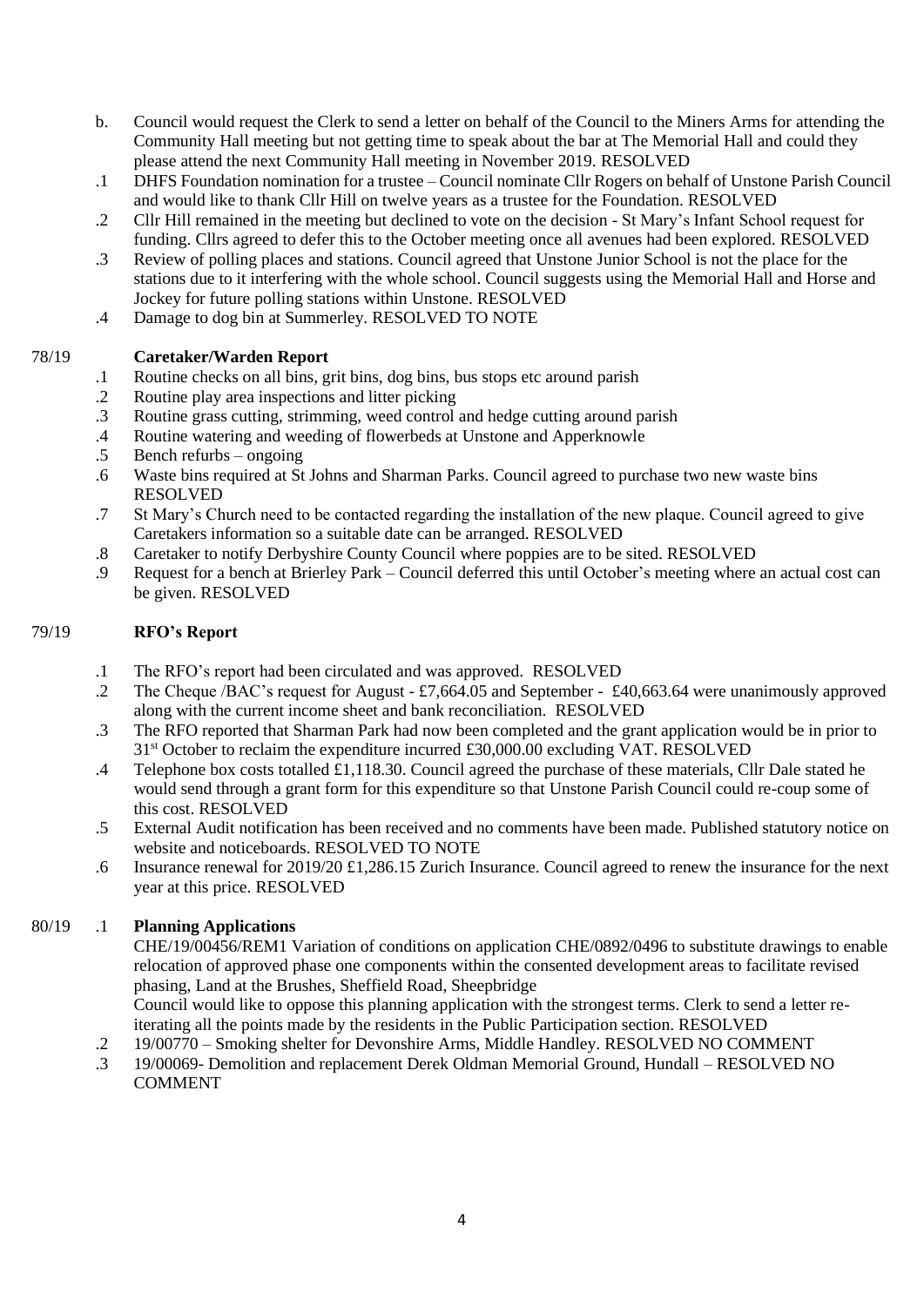b. Council would request the Clerk to send a letter on behalf of the Council to the Miners Arms for attending the Community Hall meeting but not getting time to speak about the bar at The Memorial Hall and could they please attend the next Community Hall meeting in November 2019. RESOLVED

.1 DHFS Foundation nomination for a trustee – Council nominate Cllr Rogers on behalf of Unstone Parish Council and would like to thank Cllr Hill on twelve years as a trustee for the Foundation. RESOLVED

.2 Cllr Hill remained in the meeting but declined to vote on the decision - St Mary's Infant School request for funding. Cllrs agreed to defer this to the October meeting once all avenues had been explored. RESOLVED

.3 Review of polling places and stations. Council agreed that Unstone Junior School is not the place for the stations due to it interfering with the whole school. Council suggests using the Memorial Hall and Horse and Jockey for future polling stations within Unstone. RESOLVED

.4 Damage to dog bin at Summerley. RESOLVED TO NOTE

## 78/19 Caretaker/Warden Report

.1 Routine checks on all bins, grit bins, dog bins, bus stops etc around parish

.2 Routine play area inspections and litter picking

.3 Routine grass cutting, strimming, weed control and hedge cutting around parish

.4 Routine watering and weeding of flowerbeds at Unstone and Apperknowle

.5 Bench refurbs – ongoing

.6 Waste bins required at St Johns and Sharman Parks. Council agreed to purchase two new waste bins RESOLVED

.7 St Mary's Church need to be contacted regarding the installation of the new plaque. Council agreed to give Caretakers information so a suitable date can be arranged. RESOLVED

.8 Caretaker to notify Derbyshire County Council where poppies are to be sited. RESOLVED

.9 Request for a bench at Brierley Park – Council deferred this until October's meeting where an actual cost can be given. RESOLVED

## 79/19 RFO's Report

.1 The RFO's report had been circulated and was approved. RESOLVED

.2 The Cheque /BAC's request for August - £7,664.05 and September - £40,663.64 were unanimously approved along with the current income sheet and bank reconciliation. RESOLVED

.3 The RFO reported that Sharman Park had now been completed and the grant application would be in prior to 31st October to reclaim the expenditure incurred £30,000.00 excluding VAT. RESOLVED

.4 Telephone box costs totalled £1,118.30. Council agreed the purchase of these materials, Cllr Dale stated he would send through a grant form for this expenditure so that Unstone Parish Council could re-coup some of this cost. RESOLVED

.5 External Audit notification has been received and no comments have been made. Published statutory notice on website and noticeboards. RESOLVED TO NOTE

.6 Insurance renewal for 2019/20 £1,286.15 Zurich Insurance. Council agreed to renew the insurance for the next year at this price. RESOLVED

## 80/19 .1 Planning Applications

CHE/19/00456/REM1 Variation of conditions on application CHE/0892/0496 to substitute drawings to enable relocation of approved phase one components within the consented development areas to facilitate revised phasing, Land at the Brushes, Sheffield Road, Sheepbridge

Council would like to oppose this planning application with the strongest terms. Clerk to send a letter re-iterating all the points made by the residents in the Public Participation section. RESOLVED

.2 19/00770 – Smoking shelter for Devonshire Arms, Middle Handley. RESOLVED NO COMMENT

.3 19/00069- Demolition and replacement Derek Oldman Memorial Ground, Hundall – RESOLVED NO COMMENT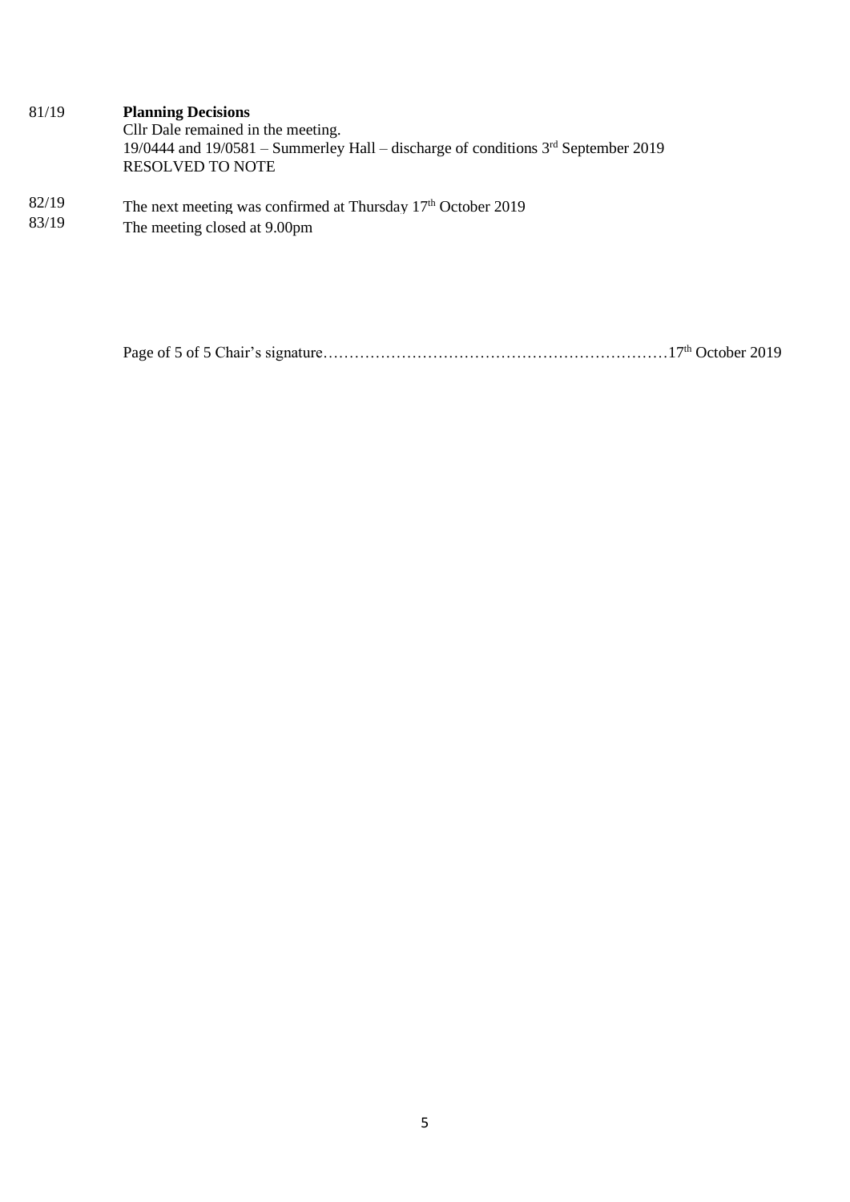81/19 **Planning Decisions**

Cllr Dale remained in the meeting.

19/0444 and 19/0581 – Summerley Hall – discharge of conditions 3rd September 2019

RESOLVED TO NOTE

82/19 The next meeting was confirmed at Thursday 17th October 2019

83/19 The meeting closed at 9.00pm

Page of 5 of 5 Chair's signature…………………………………………………………17th October 2019